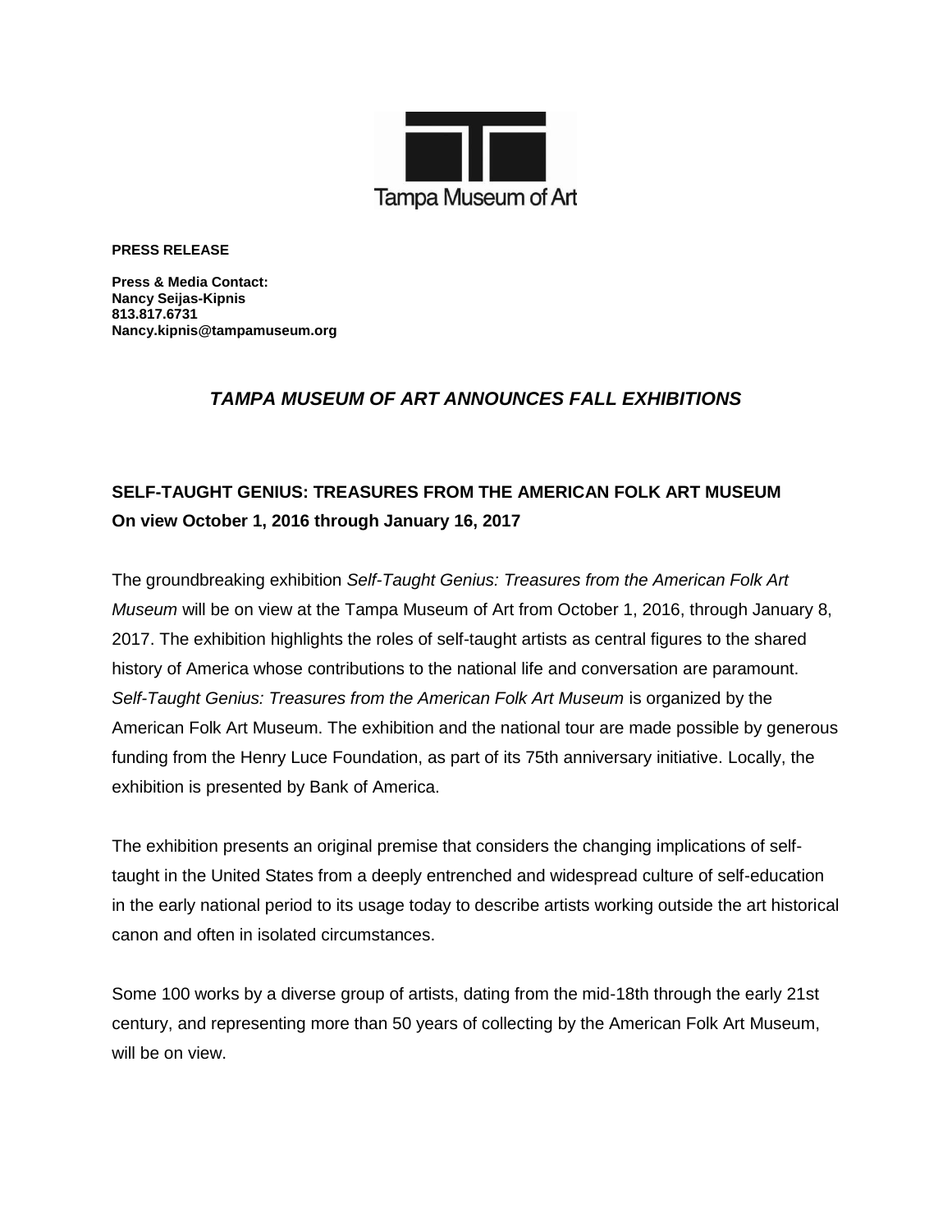Tampa Museum of Art

**PRESS RELEASE**

**Press & Media Contact:**
**Nancy Seijas-Kipnis**
**813.817.6731**
**Nancy.kipnis@tampamuseum.org**

## *TAMPA MUSEUM OF ART ANNOUNCES FALL EXHIBITIONS*

### SELF-TAUGHT GENIUS: TREASURES FROM THE AMERICAN FOLK ART MUSEUM
**On view October 1, 2016 through January 16, 2017**

The groundbreaking exhibition *Self-Taught Genius: Treasures from the American Folk Art Museum* will be on view at the Tampa Museum of Art from October 1, 2016, through January 8, 2017. The exhibition highlights the roles of self-taught artists as central figures to the shared history of America whose contributions to the national life and conversation are paramount. *Self-Taught Genius: Treasures from the American Folk Art Museum* is organized by the American Folk Art Museum. The exhibition and the national tour are made possible by generous funding from the Henry Luce Foundation, as part of its 75th anniversary initiative. Locally, the exhibition is presented by Bank of America.

The exhibition presents an original premise that considers the changing implications of self-taught in the United States from a deeply entrenched and widespread culture of self-education in the early national period to its usage today to describe artists working outside the art historical canon and often in isolated circumstances.

Some 100 works by a diverse group of artists, dating from the mid-18th through the early 21st century, and representing more than 50 years of collecting by the American Folk Art Museum, will be on view.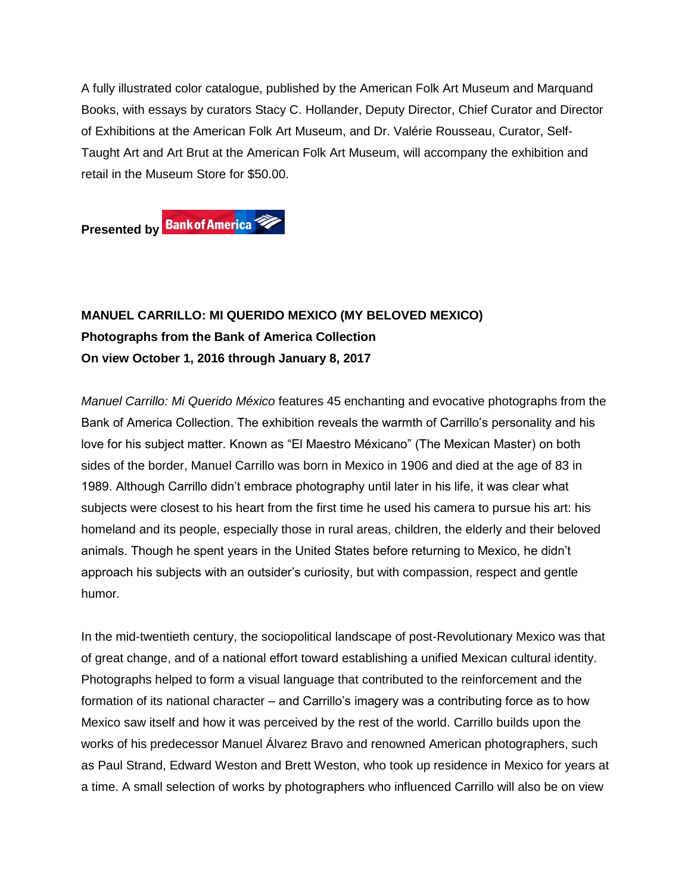A fully illustrated color catalogue, published by the American Folk Art Museum and Marquand Books, with essays by curators Stacy C. Hollander, Deputy Director, Chief Curator and Director of Exhibitions at the American Folk Art Museum, and Dr. Valérie Rousseau, Curator, Self-Taught Art and Art Brut at the American Folk Art Museum, will accompany the exhibition and retail in the Museum Store for $50.00.

**Presented by** Bank of America

**MANUEL CARRILLO: MI QUERIDO MEXICO (MY BELOVED MEXICO)**
**Photographs from the Bank of America Collection**
**On view October 1, 2016 through January 8, 2017**

*Manuel Carrillo: Mi Querido México* features 45 enchanting and evocative photographs from the Bank of America Collection. The exhibition reveals the warmth of Carrillo's personality and his love for his subject matter. Known as "El Maestro Méxicano" (The Mexican Master) on both sides of the border, Manuel Carrillo was born in Mexico in 1906 and died at the age of 83 in 1989. Although Carrillo didn't embrace photography until later in his life, it was clear what subjects were closest to his heart from the first time he used his camera to pursue his art: his homeland and its people, especially those in rural areas, children, the elderly and their beloved animals. Though he spent years in the United States before returning to Mexico, he didn't approach his subjects with an outsider's curiosity, but with compassion, respect and gentle humor.

In the mid-twentieth century, the sociopolitical landscape of post-Revolutionary Mexico was that of great change, and of a national effort toward establishing a unified Mexican cultural identity. Photographs helped to form a visual language that contributed to the reinforcement and the formation of its national character – and Carrillo's imagery was a contributing force as to how Mexico saw itself and how it was perceived by the rest of the world. Carrillo builds upon the works of his predecessor Manuel Álvarez Bravo and renowned American photographers, such as Paul Strand, Edward Weston and Brett Weston, who took up residence in Mexico for years at a time. A small selection of works by photographers who influenced Carrillo will also be on view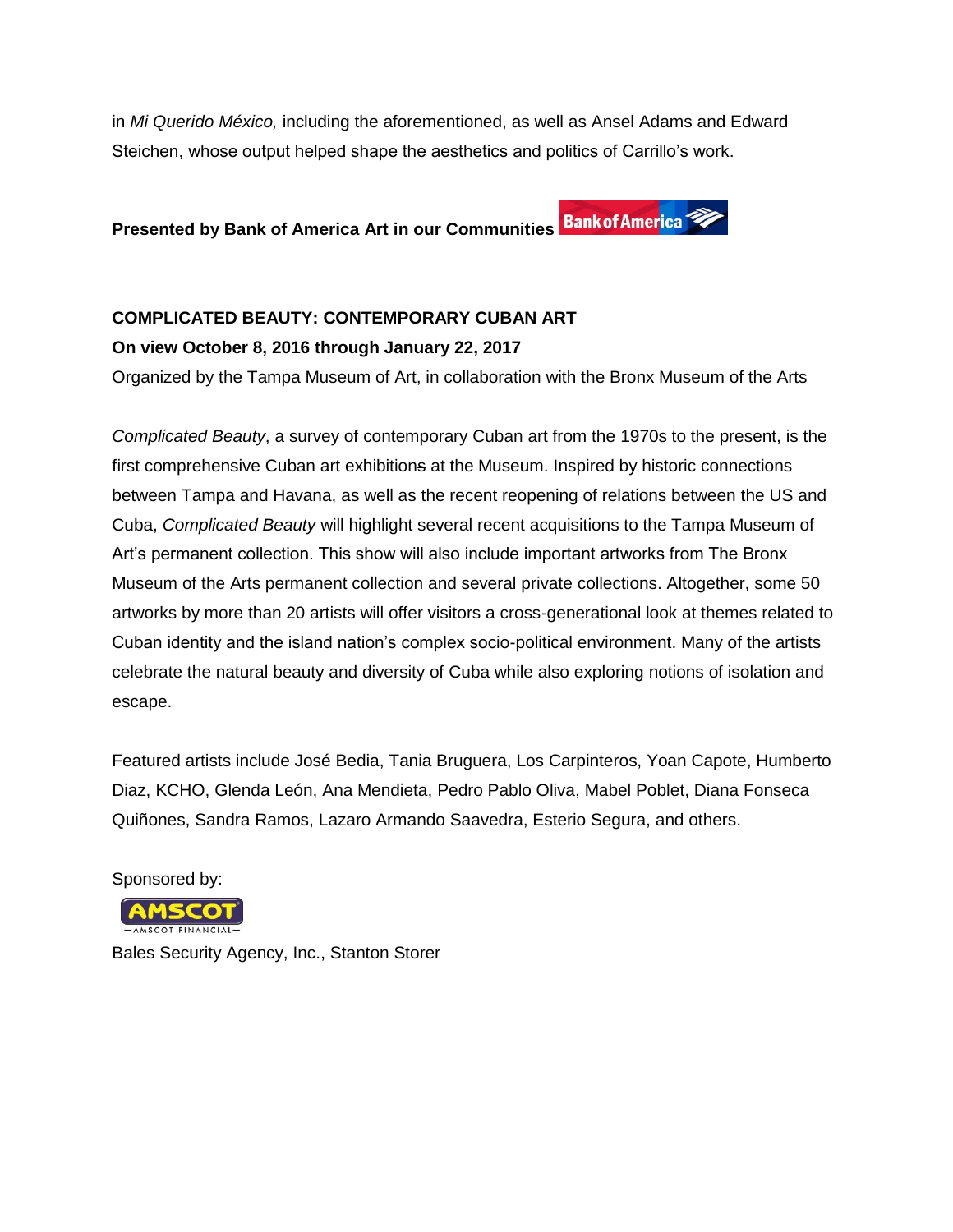in *Mi Querido México,* including the aforementioned, as well as Ansel Adams and Edward Steichen, whose output helped shape the aesthetics and politics of Carrillo's work.

**Presented by Bank of America Art in our Communities** Bank of America

**COMPLICATED BEAUTY: CONTEMPORARY CUBAN ART**
**On view October 8, 2016 through January 22, 2017**
Organized by the Tampa Museum of Art, in collaboration with the Bronx Museum of the Arts

*Complicated Beauty*, a survey of contemporary Cuban art from the 1970s to the present, is the first comprehensive Cuban art exhibitions at the Museum. Inspired by historic connections between Tampa and Havana, as well as the recent reopening of relations between the US and Cuba, *Complicated Beauty* will highlight several recent acquisitions to the Tampa Museum of Art's permanent collection. This show will also include important artworks from The Bronx Museum of the Arts permanent collection and several private collections. Altogether, some 50 artworks by more than 20 artists will offer visitors a cross-generational look at themes related to Cuban identity and the island nation's complex socio-political environment. Many of the artists celebrate the natural beauty and diversity of Cuba while also exploring notions of isolation and escape.

Featured artists include José Bedia, Tania Bruguera, Los Carpinteros, Yoan Capote, Humberto Diaz, KCHO, Glenda León, Ana Mendieta, Pedro Pablo Oliva, Mabel Poblet, Diana Fonseca Quiñones, Sandra Ramos, Lazaro Armando Saavedra, Esterio Segura, and others.

Sponsored by:

AMSCOT — AMSCOT FINANCIAL —

Bales Security Agency, Inc., Stanton Storer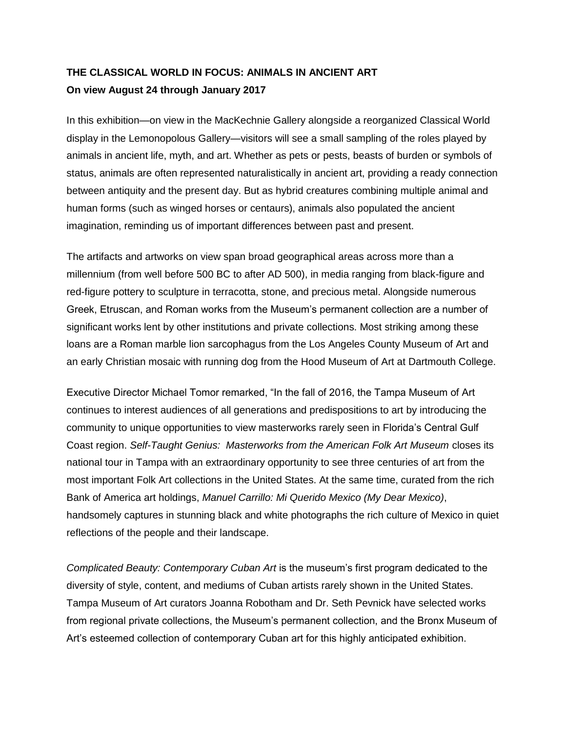**THE CLASSICAL WORLD IN FOCUS: ANIMALS IN ANCIENT ART**
**On view August 24 through January 2017**

In this exhibition—on view in the MacKechnie Gallery alongside a reorganized Classical World display in the Lemonopolous Gallery—visitors will see a small sampling of the roles played by animals in ancient life, myth, and art. Whether as pets or pests, beasts of burden or symbols of status, animals are often represented naturalistically in ancient art, providing a ready connection between antiquity and the present day. But as hybrid creatures combining multiple animal and human forms (such as winged horses or centaurs), animals also populated the ancient imagination, reminding us of important differences between past and present.

The artifacts and artworks on view span broad geographical areas across more than a millennium (from well before 500 BC to after AD 500), in media ranging from black-figure and red-figure pottery to sculpture in terracotta, stone, and precious metal. Alongside numerous Greek, Etruscan, and Roman works from the Museum's permanent collection are a number of significant works lent by other institutions and private collections. Most striking among these loans are a Roman marble lion sarcophagus from the Los Angeles County Museum of Art and an early Christian mosaic with running dog from the Hood Museum of Art at Dartmouth College.

Executive Director Michael Tomor remarked, "In the fall of 2016, the Tampa Museum of Art continues to interest audiences of all generations and predispositions to art by introducing the community to unique opportunities to view masterworks rarely seen in Florida's Central Gulf Coast region. *Self-Taught Genius: Masterworks from the American Folk Art Museum* closes its national tour in Tampa with an extraordinary opportunity to see three centuries of art from the most important Folk Art collections in the United States. At the same time, curated from the rich Bank of America art holdings, *Manuel Carrillo: Mi Querido Mexico (My Dear Mexico)*, handsomely captures in stunning black and white photographs the rich culture of Mexico in quiet reflections of the people and their landscape.

*Complicated Beauty: Contemporary Cuban Art* is the museum's first program dedicated to the diversity of style, content, and mediums of Cuban artists rarely shown in the United States. Tampa Museum of Art curators Joanna Robotham and Dr. Seth Pevnick have selected works from regional private collections, the Museum's permanent collection, and the Bronx Museum of Art's esteemed collection of contemporary Cuban art for this highly anticipated exhibition.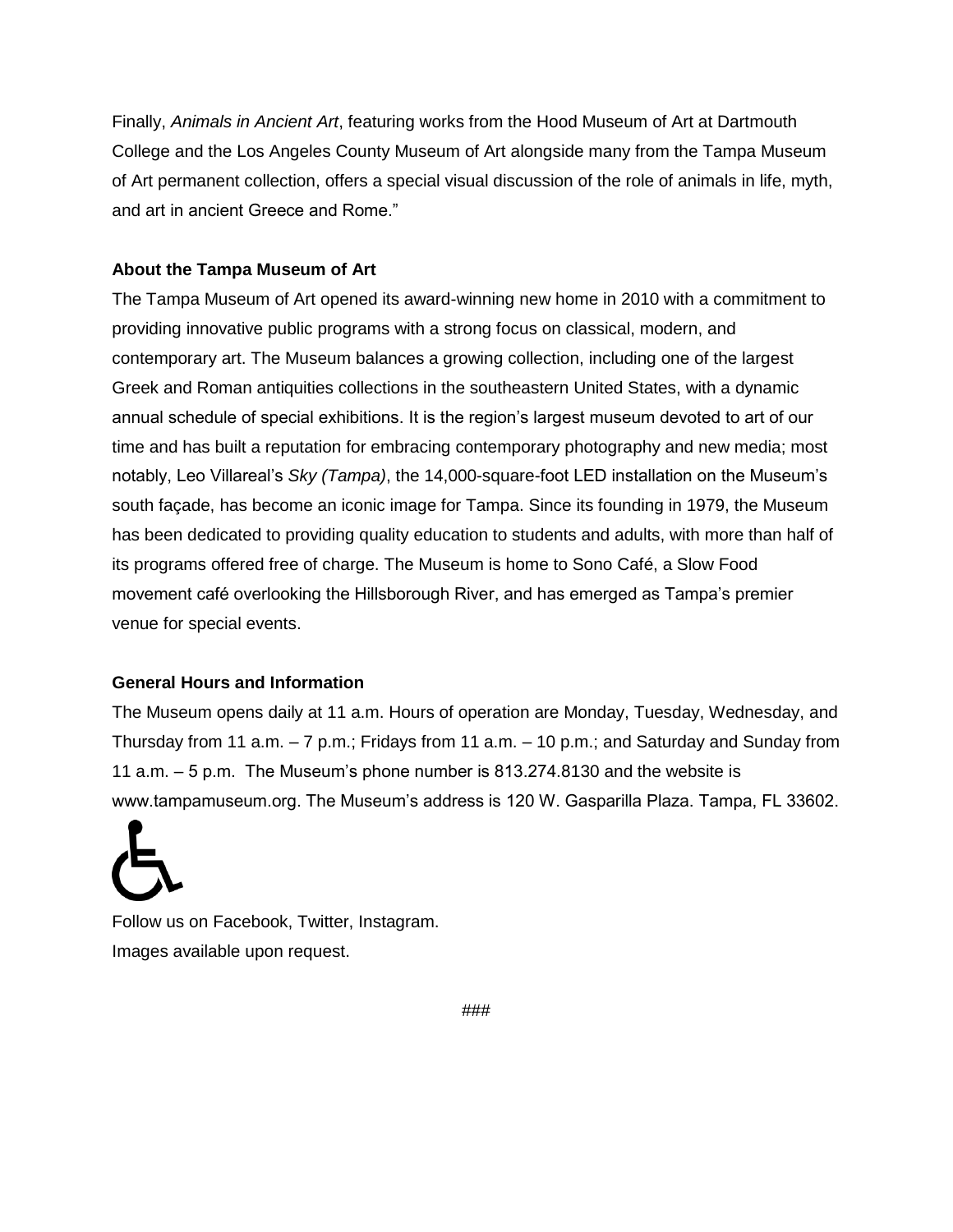Finally, *Animals in Ancient Art*, featuring works from the Hood Museum of Art at Dartmouth College and the Los Angeles County Museum of Art alongside many from the Tampa Museum of Art permanent collection, offers a special visual discussion of the role of animals in life, myth, and art in ancient Greece and Rome."

**About the Tampa Museum of Art**

The Tampa Museum of Art opened its award-winning new home in 2010 with a commitment to providing innovative public programs with a strong focus on classical, modern, and contemporary art. The Museum balances a growing collection, including one of the largest Greek and Roman antiquities collections in the southeastern United States, with a dynamic annual schedule of special exhibitions. It is the region's largest museum devoted to art of our time and has built a reputation for embracing contemporary photography and new media; most notably, Leo Villareal's *Sky (Tampa)*, the 14,000-square-foot LED installation on the Museum's south façade, has become an iconic image for Tampa. Since its founding in 1979, the Museum has been dedicated to providing quality education to students and adults, with more than half of its programs offered free of charge. The Museum is home to Sono Café, a Slow Food movement café overlooking the Hillsborough River, and has emerged as Tampa's premier venue for special events.

**General Hours and Information**

The Museum opens daily at 11 a.m. Hours of operation are Monday, Tuesday, Wednesday, and Thursday from 11 a.m. – 7 p.m.; Fridays from 11 a.m. – 10 p.m.; and Saturday and Sunday from 11 a.m. – 5 p.m. The Museum's phone number is 813.274.8130 and the website is www.tampamuseum.org. The Museum's address is 120 W. Gasparilla Plaza. Tampa, FL 33602.

Follow us on Facebook, Twitter, Instagram.
Images available upon request.

###